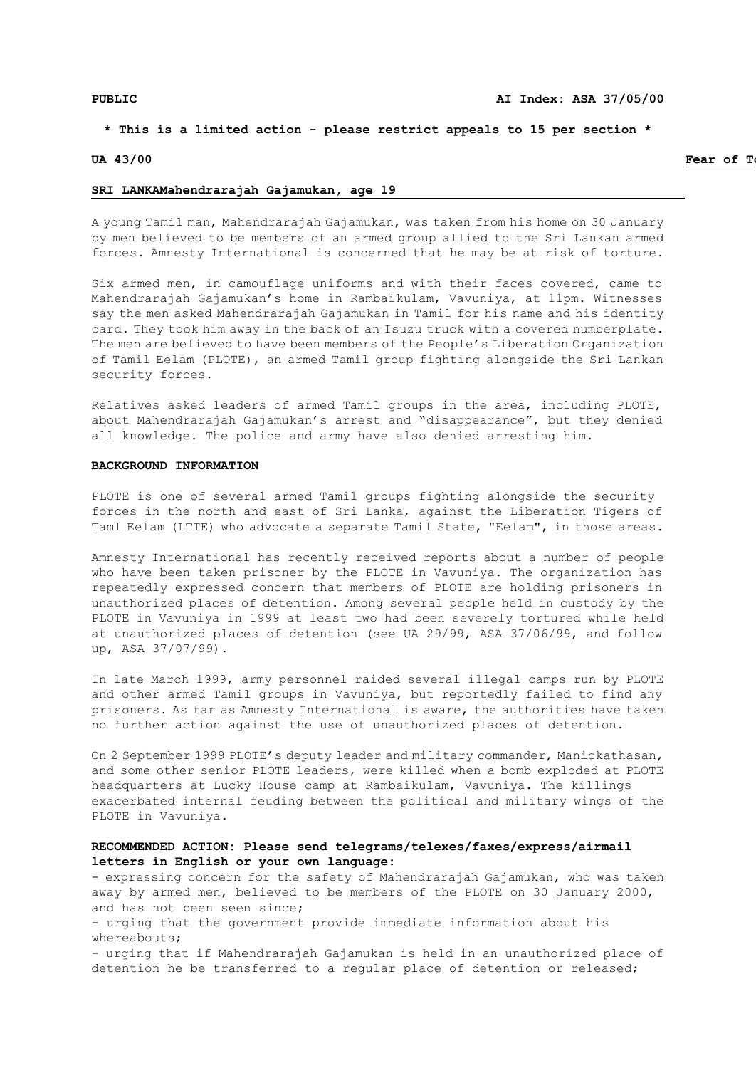**PUBLIC** **AI Index: ASA 37/05/00**

**\* This is a limited action - please restrict appeals to 15 per section \***

**UA 43/00** **Fear of To**

**SRI LANKAMahendrarajah Gajamukan, age 19**

A young Tamil man, Mahendrarajah Gajamukan, was taken from his home on 30 January by men believed to be members of an armed group allied to the Sri Lankan armed forces. Amnesty International is concerned that he may be at risk of torture.

Six armed men, in camouflage uniforms and with their faces covered, came to Mahendrarajah Gajamukan's home in Rambaikulam, Vavuniya, at 11pm. Witnesses say the men asked Mahendrarajah Gajamukan in Tamil for his name and his identity card. They took him away in the back of an Isuzu truck with a covered numberplate. The men are believed to have been members of the People's Liberation Organization of Tamil Eelam (PLOTE), an armed Tamil group fighting alongside the Sri Lankan security forces.

Relatives asked leaders of armed Tamil groups in the area, including PLOTE, about Mahendrarajah Gajamukan's arrest and "disappearance", but they denied all knowledge. The police and army have also denied arresting him.

**BACKGROUND INFORMATION**

PLOTE is one of several armed Tamil groups fighting alongside the security forces in the north and east of Sri Lanka, against the Liberation Tigers of Taml Eelam (LTTE) who advocate a separate Tamil State, "Eelam", in those areas.

Amnesty International has recently received reports about a number of people who have been taken prisoner by the PLOTE in Vavuniya. The organization has repeatedly expressed concern that members of PLOTE are holding prisoners in unauthorized places of detention. Among several people held in custody by the PLOTE in Vavuniya in 1999 at least two had been severely tortured while held at unauthorized places of detention (see UA 29/99, ASA 37/06/99, and follow up, ASA 37/07/99).

In late March 1999, army personnel raided several illegal camps run by PLOTE and other armed Tamil groups in Vavuniya, but reportedly failed to find any prisoners. As far as Amnesty International is aware, the authorities have taken no further action against the use of unauthorized places of detention.

On 2 September 1999 PLOTE's deputy leader and military commander, Manickathasan, and some other senior PLOTE leaders, were killed when a bomb exploded at PLOTE headquarters at Lucky House camp at Rambaikulam, Vavuniya. The killings exacerbated internal feuding between the political and military wings of the PLOTE in Vavuniya.

**RECOMMENDED ACTION: Please send telegrams/telexes/faxes/express/airmail letters in English or your own language:**

- expressing concern for the safety of Mahendrarajah Gajamukan, who was taken away by armed men, believed to be members of the PLOTE on 30 January 2000, and has not been seen since;
- urging that the government provide immediate information about his whereabouts;
- urging that if Mahendrarajah Gajamukan is held in an unauthorized place of detention he be transferred to a regular place of detention or released;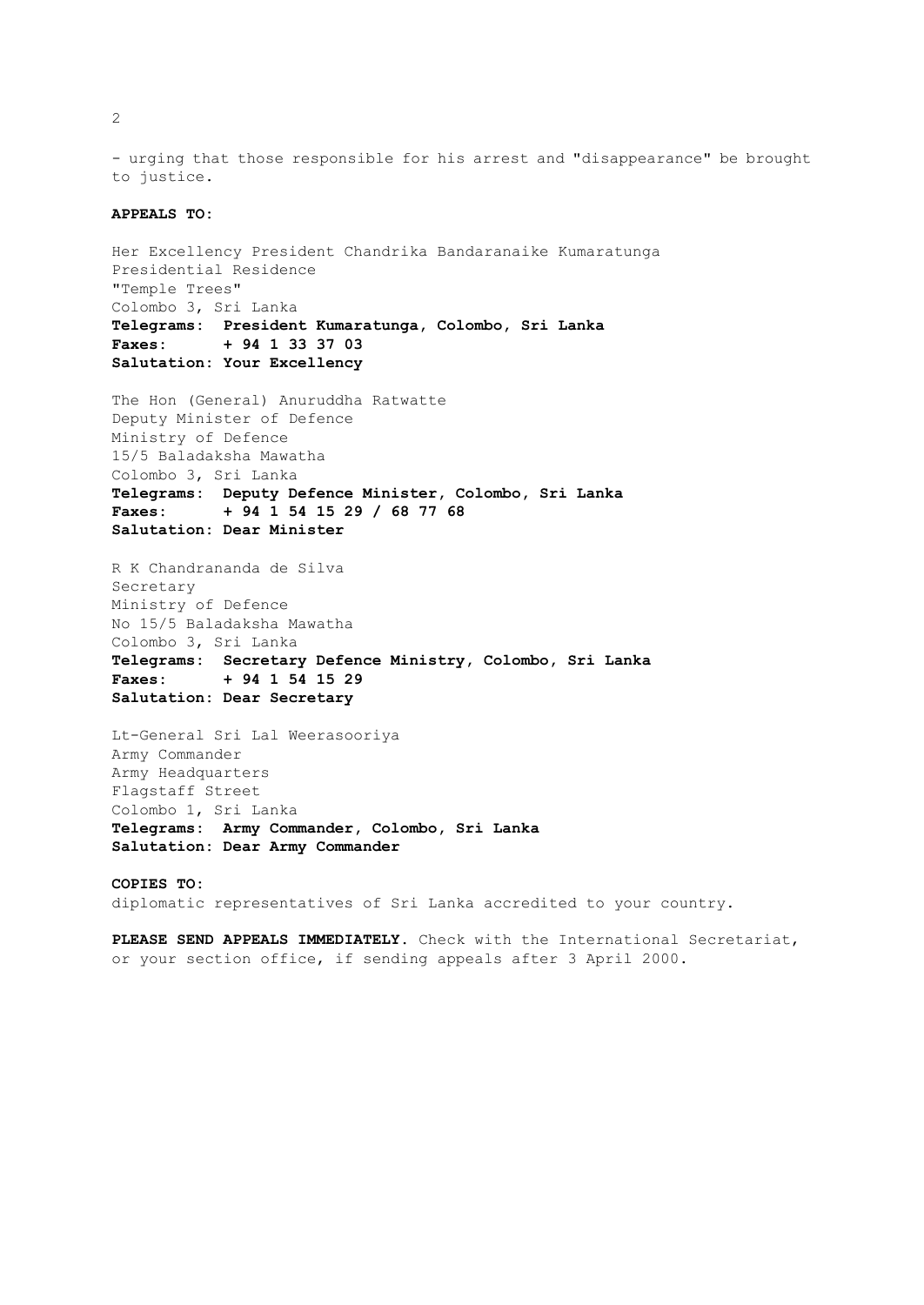- urging that those responsible for his arrest and "disappearance" be brought to justice.

**APPEALS TO:**

Her Excellency President Chandrika Bandaranaike Kumaratunga
Presidential Residence
"Temple Trees"
Colombo 3, Sri Lanka
**Telegrams: President Kumaratunga, Colombo, Sri Lanka**
**Faxes: + 94 1 33 37 03**
**Salutation: Your Excellency**

The Hon (General) Anuruddha Ratwatte
Deputy Minister of Defence
Ministry of Defence
15/5 Baladaksha Mawatha
Colombo 3, Sri Lanka
**Telegrams: Deputy Defence Minister, Colombo, Sri Lanka**
**Faxes: + 94 1 54 15 29 / 68 77 68**
**Salutation: Dear Minister**

R K Chandrananda de Silva
Secretary
Ministry of Defence
No 15/5 Baladaksha Mawatha
Colombo 3, Sri Lanka
**Telegrams: Secretary Defence Ministry, Colombo, Sri Lanka**
**Faxes: + 94 1 54 15 29**
**Salutation: Dear Secretary**

Lt-General Sri Lal Weerasooriya
Army Commander
Army Headquarters
Flagstaff Street
Colombo 1, Sri Lanka
**Telegrams: Army Commander, Colombo, Sri Lanka**
**Salutation: Dear Army Commander**

**COPIES TO:**
diplomatic representatives of Sri Lanka accredited to your country.

**PLEASE SEND APPEALS IMMEDIATELY.** Check with the International Secretariat, or your section office, if sending appeals after 3 April 2000.